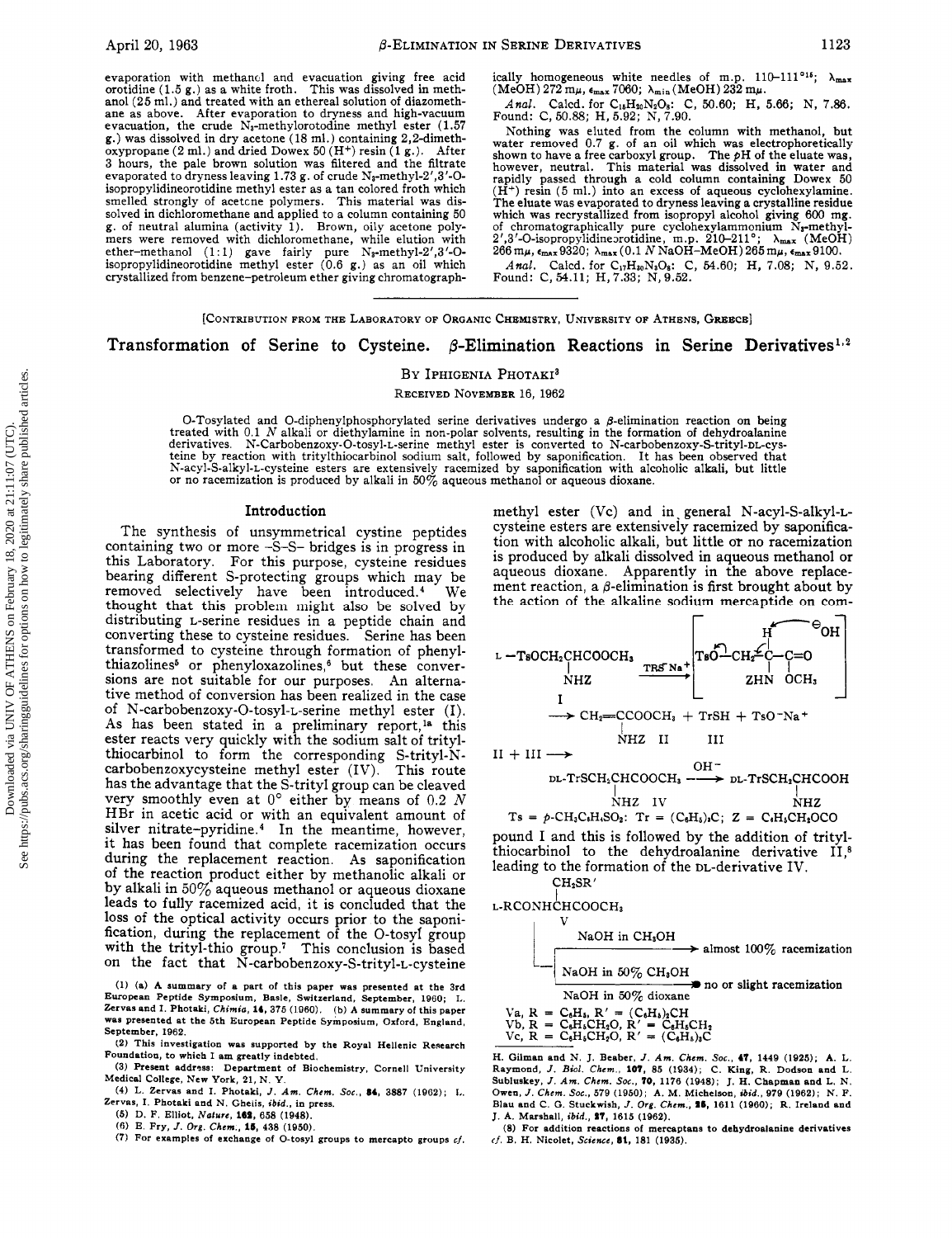evaporation with methanol and evacuation giving free acid orotidine (1.5 g.) as a white froth. This was dissolved in methanol (25 ml.) and treated with an ethereal solution of diazomethane as above. After evaporation to dryness and high-vacuum evacuation, the crude $N_3$-methylorotodine methyl ester (1.57 g.) was dissolved in dry acetone (18 ml.) containing 2,2-dimethoxypropane (2 ml.) and dried Dowex 50 ($H^+$) resin (1 g.). After 3 hours, the pale brown solution was filtered and the filtrate evaporated to dryness leaving 1.73 g. of crude $N_3$-methyl-2',3'-O-isopropylidineorotidine methyl ester as a tan colored froth which smelled strongly of acetone polymers. This material was dissolved in dichloromethane and applied to a column containing 50 g. of neutral alumina (activity 1). Brown, oily acetone polymers were removed with dichloromethane, while elution with ether–methanol (1:1) gave fairly pure $N_3$-methyl-2',3'-O-isopropylidineorotidine methyl ester (0.6 g.) as an oil which crystallized from benzene–petroleum ether giving chromatographically homogeneous white needles of m.p. 110–111°[15]; $\lambda_{max}$ (MeOH) 272 m$\mu$, $\epsilon_{max}$ 7060; $\lambda_{min}$ (MeOH) 232 m$\mu$.

*Anal.* Calcd. for $C_{15}H_{20}N_2O_8$: C, 50.60; H, 5.66; N, 7.86. Found: C, 50.88; H, 5.92; N, 7.90.

Nothing was eluted from the column with methanol, but water removed 0.7 g. of an oil which was electrophoretically shown to have a free carboxyl group. The pH of the eluate was, however, neutral. This material was dissolved in water and rapidly passed through a cold column containing Dowex 50 ($H^+$) resin (5 ml.) into an excess of aqueous cyclohexylamine. The eluate was evaporated to dryness leaving a crystalline residue which was recrystallized from isopropyl alcohol giving 600 mg. of chromatographically pure cyclohexylammonium $N_3$-methyl-2',3'-O-isopropylidineorotidine, m.p. 210–211°; $\lambda_{max}$ (MeOH) 266 m$\mu$, $\epsilon_{max}$ 9320; $\lambda_{max}$ (0.1 N NaOH–MeOH) 265 m$\mu$, $\epsilon_{max}$ 9100.

*Anal.* Calcd. for $C_{17}H_{30}N_3O_8$: C, 54.60; H, 7.08; N, 9.52. Found: C, 54.11; H, 7.33; N, 9.52.

---

[CONTRIBUTION FROM THE LABORATORY OF ORGANIC CHEMISTRY, UNIVERSITY OF ATHENS, GREECE]

# Transformation of Serine to Cysteine. β-Elimination Reactions in Serine Derivatives[1,2]

By Iphigenia Photaki[3]

Received November 16, 1962

O-Tosylated and O-diphenylphosphorylated serine derivatives undergo a β-elimination reaction on being treated with 0.1 N alkali or diethylamine in non-polar solvents, resulting in the formation of dehydroalanine derivatives. N-Carbobenzoxy-O-tosyl-L-serine methyl ester is converted to N-carbobenzoxy-S-trityl-DL-cysteine by reaction with tritylthiocarbinol sodium salt, followed by saponification. It has been observed that N-acyl-S-alkyl-L-cysteine esters are extensively racemized by saponification with alcoholic alkali, but little or no racemization is produced by alkali in 50% aqueous methanol or aqueous dioxane.

## Introduction

The synthesis of unsymmetrical cystine peptides containing two or more -S-S- bridges is in progress in this Laboratory. For this purpose, cysteine residues bearing different S-protecting groups which may be removed selectively have been introduced.[4] We thought that this problem might also be solved by distributing L-serine residues in a peptide chain and converting these to cysteine residues. Serine has been transformed to cysteine through formation of phenylthiazolines[5] or phenyloxazolines,[6] but these conversions are not suitable for our purposes. An alternative method of conversion has been realized in the case of N-carbobenzoxy-O-tosyl-L-serine methyl ester (I). As has been stated in a preliminary report,[1a] this ester reacts very quickly with the sodium salt of tritylthiocarbinol to form the corresponding S-trityl-N-carbobenzoxycysteine methyl ester (IV). This route has the advantage that the S-trityl group can be cleaved very smoothly even at 0° either by means of 0.2 N HBr in acetic acid or with an equivalent amount of silver nitrate–pyridine.[4] In the meantime, however, it has been found that complete racemization occurs during the replacement reaction. As saponification of the reaction product either by methanolic alkali or by alkali in 50% aqueous methanol or aqueous dioxane leads to fully racemized acid, it is concluded that the loss of the optical activity occurs prior to the saponification, during the replacement of the O-tosyl group with the trityl-thio group.[7] This conclusion is based on the fact that N-carbobenzoxy-S-trityl-L-cysteine methyl ester (Vc) and in general N-acyl-S-alkyl-L-cysteine esters are extensively racemized by saponification with alcoholic alkali, but little or no racemization is produced by alkali dissolved in aqueous methanol or aqueous dioxane. Apparently in the above replacement reaction, a β-elimination is first brought about by the action of the alkaline sodium mercaptide on compound I and this is followed by the addition of tritylthiocarbinol to the dehydroalanine derivative II,[8] leading to the formation of the DL-derivative IV.

$$\text{L-TsOCH}_2\text{CH(NHZ)COOCH}_3 \ (\text{I}) \xrightarrow{\text{TrS}^-\text{Na}^+} \left[\text{TsO}-\text{CH}_2-\overset{\text{H}}{\text{C}}(\text{ZHN})-\text{C(=O)OCH}_3 \ \cdots \ ^{\ominus}\text{OH}\right] \longrightarrow \text{CH}_2\text{=C(NHZ)COOCH}_3 \ (\text{II}) + \text{TrSH} \ (\text{III}) + \text{TsO}^-\text{Na}^+$$

$$\text{II} + \text{III} \longrightarrow \text{DL-TrSCH}_2\text{CH(NHZ)COOCH}_3 \ (\text{IV}) \xrightarrow{\text{OH}^-} \text{DL-TrSCH}_2\text{CH(NHZ)COOH}$$

Ts = p-$CH_3C_6H_4SO_2$; Tr = $(C_6H_5)_3C$; Z = $C_6H_5CH_2OCO$

$$\text{L-RCONHCH(CH}_2\text{SR}')\text{COOCH}_3 \ (\text{V}) \xrightarrow{\text{NaOH in CH}_3\text{OH}} \text{almost 100\% racemization}$$

$$\text{V} \xrightarrow{\text{NaOH in 50\% CH}_3\text{OH; NaOH in 50\% dioxane}} \text{no or slight racemization}$$

Va, R = $C_6H_5$, R' = $(C_6H_5)_2CH$
Vb, R = $C_6H_5CH_2O$, R' = $C_6H_5CH_2$
Vc, R = $C_6H_5CH_2O$, R' = $(C_6H_5)_3C$

---

(1) (a) A summary of a part of this paper was presented at the 3rd European Peptide Symposium, Basle, Switzerland, September, 1960; L. Zervas and I. Photaki, *Chimia*, **14**, 375 (1960). (b) A summary of this paper was presented at the 5th European Peptide Symposium, Oxford, England, September, 1962.

(2) This investigation was supported by the Royal Hellenic Research Foundation, to which I am greatly indebted.

(3) Present address: Department of Biochemistry, Cornell University Medical College, New York, 21, N. Y.

(4) L. Zervas and I. Photaki, *J. Am. Chem. Soc.*, **84**, 3887 (1962); L. Zervas, I. Photaki and N. Ghelis, *ibid.*, in press.

(5) D. F. Elliot, *Nature*, **162**, 658 (1948).

(6) E. Fry, *J. Org. Chem.*, **15**, 438 (1950).

(7) For examples of exchange of O-tosyl groups to mercapto groups *cf.* H. Gilman and N. J. Beaber, *J. Am. Chem. Soc.*, **47**, 1449 (1925); A. L. Raymond, *J. Biol. Chem.*, **107**, 85 (1934); C. King, R. Dodson and L. Subluskey, *J. Am. Chem. Soc.*, **70**, 1176 (1948); J. H. Chapman and L. N. Owen, *J. Chem. Soc.*, 579 (1950); A. M. Michelson, *ibid.*, 979 (1962); N. F. Blau and C. G. Stuckwish, *J. Org. Chem.*, **25**, 1611 (1960); R. Ireland and J. A. Marshall, *ibid.*, **27**, 1615 (1962).

(8) For addition reactions of mercaptans to dehydroalanine derivatives *cf.* B. H. Nicolet, *Science*, **81**, 181 (1935).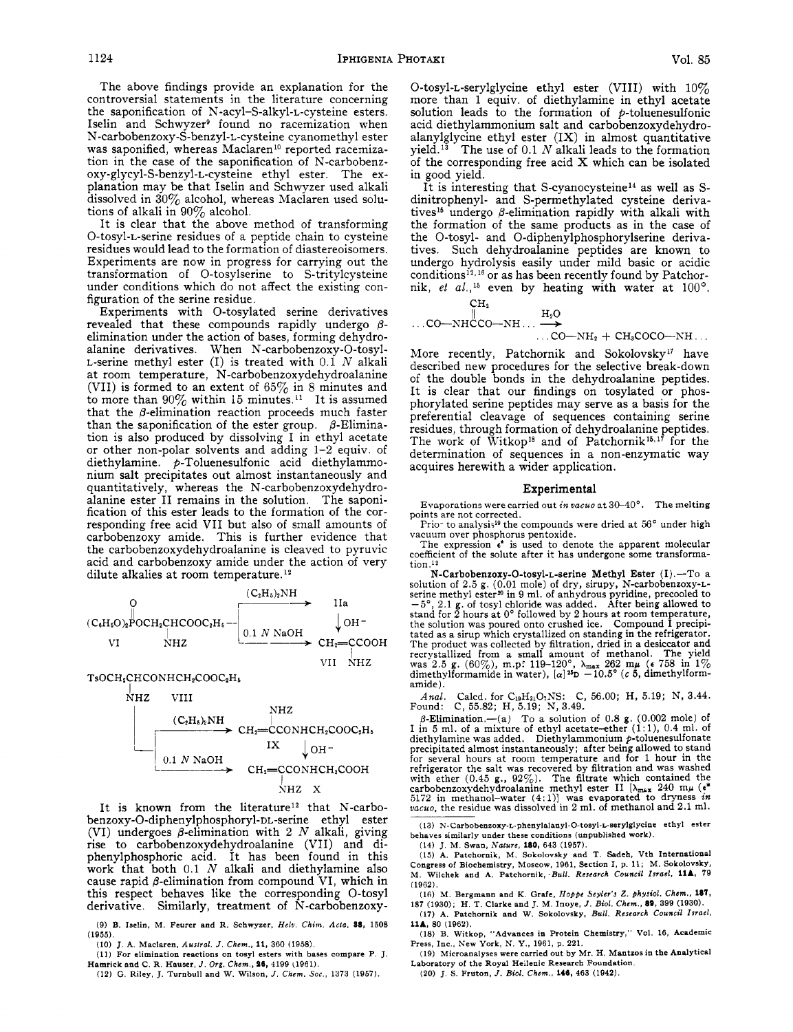The above findings provide an explanation for the controversial statements in the literature concerning the saponification of N-acyl-S-alkyl-L-cysteine esters. Iselin and Schwyzer[9] found no racemization when N-carbobenzoxy-S-benzyl-L-cysteine cyanomethyl ester was saponified, whereas Maclaren[10] reported racemization in the case of the saponification of N-carbobenzoxy-glycyl-S-benzyl-L-cysteine ethyl ester. The explanation may be that Iselin and Schwyzer used alkali dissolved in 30% alcohol, whereas Maclaren used solutions of alkali in 90% alcohol.

It is clear that the above method of transforming O-tosyl-L-serine residues of a peptide chain to cysteine residues would lead to the formation of diastereoisomers. Experiments are now in progress for carrying out the transformation of O-tosylserine to S-tritylcysteine under conditions which do not affect the existing configuration of the serine residue.

Experiments with O-tosylated serine derivatives revealed that these compounds rapidly undergo β-elimination under the action of bases, forming dehydroalanine derivatives. When N-carbobenzoxy-O-tosyl-L-serine methyl ester (I) is treated with 0.1 *N* alkali at room temperature, N-carbobenzoxydehydroalanine (VII) is formed to an extent of 65% in 8 minutes and to more than 90% within 15 minutes.[11] It is assumed that the β-elimination reaction proceeds much faster than the saponification of the ester group. β-Elimination is also produced by dissolving I in ethyl acetate or other non-polar solvents and adding 1–2 equiv. of diethylamine. *p*-Toluenesulfonic acid diethylammonium salt precipitates out almost instantaneously and quantitatively, whereas the N-carbobenzoxydehydroalanine ester II remains in the solution. The saponification of this ester leads to the formation of the corresponding free acid VII but also of small amounts of carbobenzoxy amide. This is further evidence that the carbobenzoxydehydroalanine is cleaved to pyruvic acid and carbobenzoxy amide under the action of very dilute alkalies at room temperature.[12]

$$(C_6H_5O)_2P(O)OCH_2CH(NHZ)COOC_2H_5 \ (VI) \xrightarrow{(C_2H_5)_2NH} IIa \xrightarrow{OH^-} CH_2{=}C(NHZ)COOH \ (VII)$$

$$(VI) \xrightarrow{0.1\ N\ NaOH} CH_2{=}C(NHZ)COOH \ (VII)$$

$$TsOCH_2CH(NHZ)CONHCH_2COOC_2H_5 \ (VIII) \xrightarrow{(C_2H_5)_2NH} CH_2{=}C(NHZ)CONHCH_2COOC_2H_5 \ (IX) \xrightarrow{OH^-} CH_2{=}C(NHZ)CONHCH_2COOH \ (X)$$

$$(VIII) \xrightarrow{0.1\ N\ NaOH} CH_2{=}C(NHZ)CONHCH_2COOH \ (X)$$

It is known from the literature[12] that N-carbobenzoxy-O-diphenylphosphoryl-DL-serine ethyl ester (VI) undergoes β-elimination with 2 *N* alkali, giving rise to carbobenzoxydehydroalanine (VII) and diphenylphosphoric acid. It has been found in this work that both 0.1 *N* alkali and diethylamine also cause rapid β-elimination from compound VI, which in this respect behaves like the corresponding O-tosyl derivative. Similarly, treatment of N-carbobenzoxy-O-tosyl-L-serylglycine ethyl ester (VIII) with 10% more than 1 equiv. of diethylamine in ethyl acetate solution leads to the formation of *p*-toluenesulfonic acid diethylammonium salt and carbobenzoxydehydroalanylglycine ethyl ester (IX) in almost quantitative yield.[13] The use of 0.1 *N* alkali leads to the formation of the corresponding free acid X which can be isolated in good yield.

It is interesting that S-cyanocysteine[14] as well as S-dinitrophenyl- and S-permethylated cysteine derivatives[15] undergo β-elimination rapidly with alkali with the formation of the same products as in the case of the O-tosyl- and O-diphenylphosphorylserine derivatives. Such dehydroalanine peptides are known to undergo hydrolysis easily under mild basic or acidic conditions[12,16] or as has been recently found by Patchornik, *et al.*,[15] even by heating with water at 100°.

$$\ldots CO{-}NHC({=}CH_2)CO{-}NH\ldots \xrightarrow{H_2O} \ldots CO{-}NH_2 + CH_3COCO{-}NH\ldots$$

More recently, Patchornik and Sokolovsky[17] have described new procedures for the selective break-down of the double bonds in the dehydroalanine peptides. It is clear that our findings on tosylated or phosphorylated serine peptides may serve as a basis for the preferential cleavage of sequences containing serine residues, through formation of dehydroalanine peptides. The work of Witkop[18] and of Patchornik[15,17] for the determination of sequences in a non-enzymatic way acquires herewith a wider application.

## Experimental

Evaporations were carried out *in vacuo* at 30–40°. The melting points are not corrected.

Prior to analysis[19] the compounds were dried at 56° under high vacuum over phosphorus pentoxide.

The expression ε* is used to denote the apparent molecular coefficient of the solute after it has undergone some transformation.[12]

**N-Carbobenzoxy-O-tosyl-L-serine Methyl Ester (I).**—To a solution of 2.5 g. (0.01 mole) of dry, sirupy, N-carbobenzoxy-L-serine methyl ester[20] in 9 ml. of anhydrous pyridine, precooled to −5°, 2.1 g. of tosyl chloride was added. After being allowed to stand for 2 hours at 0° followed by 2 hours at room temperature, the solution was poured onto crushed ice. Compound I precipitated as a sirup which crystallized on standing in the refrigerator. The product was collected by filtration, dried in a desiccator and recrystallized from a small amount of methanol. The yield was 2.5 g. (60%), m.p. 119–120°, $\lambda_{max}$ 262 mμ (ε 758 in 1% dimethylformamide in water), $[\alpha]^{25}D$ −10.5° (*c* 5, dimethylformamide).

*Anal.* Calcd. for $C_{19}H_{21}O_7NS$: C, 56.00; H, 5.19; N, 3.44. Found: C, 55.82; H, 5.19; N, 3.49.

**β-Elimination.**—(a) To a solution of 0.8 g. (0.002 mole) of I in 5 ml. of a mixture of ethyl acetate–ether (1:1), 0.4 ml. of diethylamine was added. Diethylammonium *p*-toluenesulfonate precipitated almost instantaneously; after being allowed to stand for several hours at room temperature and for 1 hour in the refrigerator the salt was recovered by filtration and was washed with ether (0.45 g., 92%). The filtrate which contained the carbobenzoxydehydroalanine methyl ester II [$\lambda_{max}$ 240 mμ (ε* 5172 in methanol–water (4:1)] was evaporated to dryness *in vacuo*, the residue was dissolved in 2 ml. of methanol and 2.1 ml.

(9) B. Iselin, M. Feurer and R. Schwyzer, *Helv. Chim. Acta*, **38**, 1508 (1955).

(10) J. A. Maclaren, *Austral. J. Chem.*, **11**, 360 (1958).

(11) For elimination reactions on tosyl esters with bases compare P. J. Hamrick and C. R. Hauser, *J. Org. Chem.*, **26**, 4199 (1961).

(12) G. Riley, J. Turnbull and W. Wilson, *J. Chem. Soc.*, 1373 (1957).

(13) N-Carbobenzoxy-L-phenylalanyl-O-tosyl-L-serylglycine ethyl ester behaves similarly under these conditions (unpublished work).

(14) J. M. Swan, *Nature*, **180**, 643 (1957).

(15) A. Patchornik, M. Sokolovsky and T. Sadeh, Vth International Congress of Biochemistry, Moscow, 1961, Section I, p. 11; M. Sokolovsky, M. Wilchek and A. Patchornik, *Bull. Research Council Israel*, **11A**, 79 (1962).

(16) M. Bergmann and K. Grafe, *Hoppe Seyler's Z. physiol. Chem.*, **187**, 187 (1930); H. T. Clarke and J. M. Inoye, *J. Biol. Chem.*, **89**, 399 (1930).

(17) A. Patchornik and W. Sokolovsky, *Bull. Research Council Israel*, **11A**, 80 (1962).

(18) B. Witkop, "Advances in Protein Chemistry," Vol. 16, Academic Press, Inc., New York, N. Y., 1961, p. 221.

(19) Microanalyses were carried out by Mr. H. Mantzos in the Analytical Laboratory of the Royal Hellenic Research Foundation.

(20) J. S. Fruton, *J. Biol. Chem.*, **146**, 463 (1942).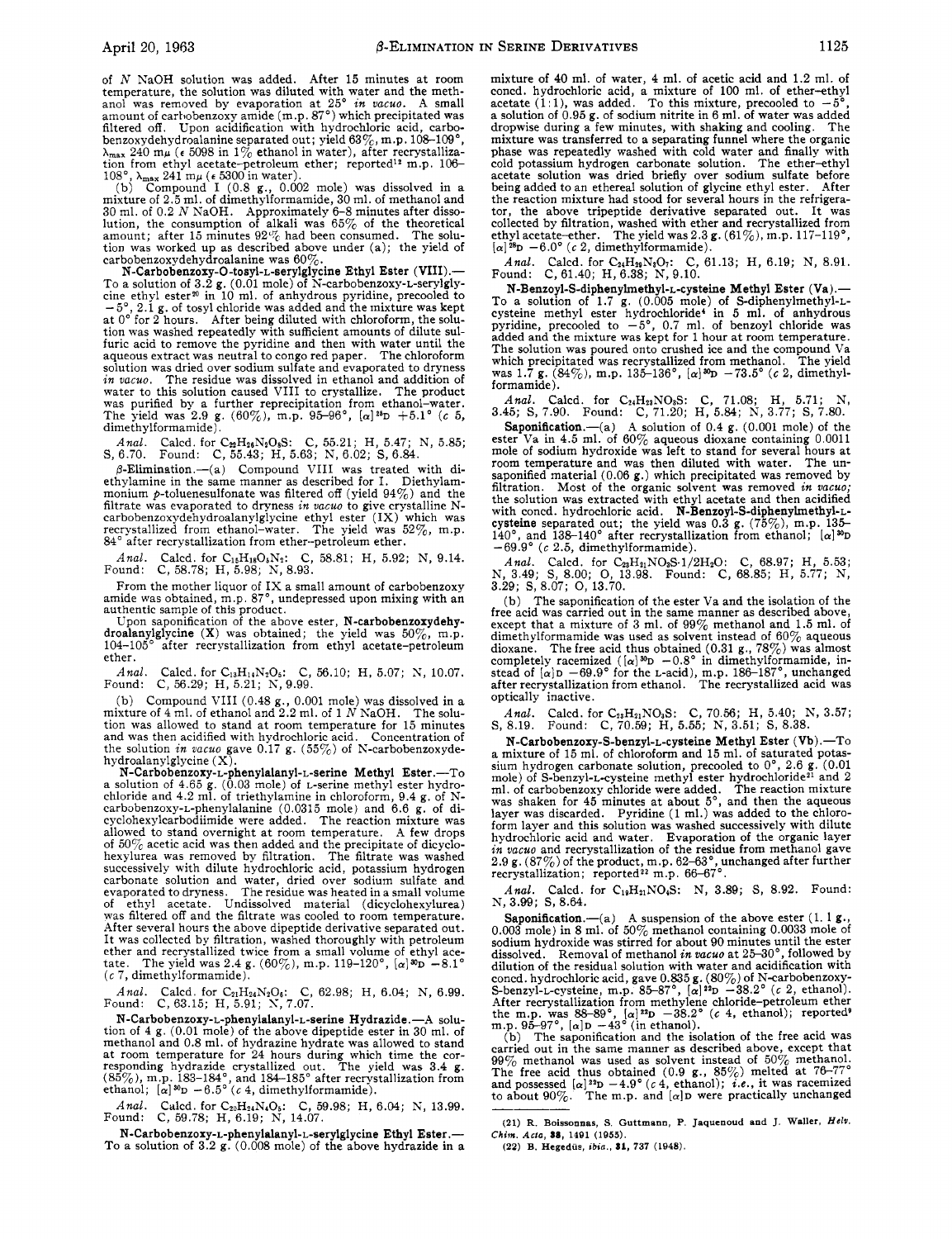of $N$ NaOH solution was added. After 15 minutes at room temperature, the solution was diluted with water and the methanol was removed by evaporation at 25° *in vacuo*. A small amount of carbobenzoxy amide (m.p. 87°) which precipitated was filtered off. Upon acidification with hydrochloric acid, carbobenzoxydehydroalanine separated out; yield 63%, m.p. 108–109°, $\lambda_{max}$ 240 m$\mu$ ($\epsilon$ 5098 in 1% ethanol in water), after recrystallization from ethyl acetate–petroleum ether; reported[12] m.p. 106–108°, $\lambda_{max}$ 241 m$\mu$ ($\epsilon$ 5300 in water).

(b) Compound I (0.8 g., 0.002 mole) was dissolved in a mixture of 2.5 ml. of dimethylformamide, 30 ml. of methanol and 30 ml. of 0.2 $N$ NaOH. Approximately 6–8 minutes after dissolution, the consumption of alkali was 65% of the theoretical amount; after 15 minutes 92% had been consumed. The solution was worked up as described above under (a); the yield of carbobenzoxydehydroalanine was 60%.

**N-Carbobenzoxy-O-tosyl-L-serylglycine Ethyl Ester (VIII).**—To a solution of 3.2 g. (0.01 mole) of N-carbobenzoxy-L-serylglycine ethyl ester[20] in 10 ml. of anhydrous pyridine, precooled to −5°, 2.1 g. of tosyl chloride was added and the mixture was kept at 0° for 2 hours. After being diluted with chloroform, the solution was washed repeatedly with sufficient amounts of dilute sulfuric acid to remove the pyridine and then with water until the aqueous extract was neutral to congo red paper. The chloroform solution was dried over sodium sulfate and evaporated to dryness *in vacuo*. The residue was dissolved in ethanol and addition of water to this solution caused VIII to crystallize. The product was purified by a further reprecipitation from ethanol–water. The yield was 2.9 g. (60%), m.p. 95–96°, $[\alpha]^{28}$D +5.1° (*c* 5, dimethylformamide).

*Anal.* Calcd. for $C_{22}H_{26}N_2O_8S$: C, 55.21; H, 5.47; N, 5.85; S, 6.70. Found: C, 55.43; H, 5.63; N, 6.02; S, 6.84.

**β-Elimination.**—(a) Compound VIII was treated with diethylamine in the same manner as described for I. Diethylammonium *p*-toluenesulfonate was filtered off (yield 94%) and the filtrate was evaporated to dryness *in vacuo* to give crystalline N-carbobenzoxydehydroalanylglycine ethyl ester (IX) which was recrystallized from ethanol–water. The yield was 52%, m.p. 84° after recrystallization from ether–petroleum ether.

*Anal.* Calcd. for $C_{15}H_{18}O_5N_2$: C, 58.81; H, 5.92; N, 9.14. Found: C, 58.78; H, 5.98; N, 8.93.

From the mother liquor of IX a small amount of carbobenzoxy amide was obtained, m.p. 87°, undepressed upon mixing with an authentic sample of this product.

Upon saponification of the above ester, **N-carbobenzoxydehydroalanylglycine (X)** was obtained; the yield was 50%, m.p. 104–105° after recrystallization from ethyl acetate–petroleum ether.

*Anal.* Calcd. for $C_{13}H_{14}N_2O_5$: C, 56.10; H, 5.07; N, 10.07. Found: C, 56.29; H, 5.21; N, 9.99.

(b) Compound VIII (0.48 g., 0.001 mole) was dissolved in a mixture of 4 ml. of ethanol and 2.2 ml. of 1 $N$ NaOH. The solution was allowed to stand at room temperature for 15 minutes and was then acidified with hydrochloric acid. Concentration of the solution *in vacuo* gave 0.17 g. (55%) of N-carbobenzoxydehydroalanylglycine (X).

**N-Carbobenzoxy-L-phenylalanyl-L-serine Methyl Ester.**—To a solution of 4.65 g. (0.03 mole) of L-serine methyl ester hydrochloride and 4.2 ml. of triethylamine in chloroform, 9.4 g. of N-carbobenzoxy-L-phenylalanine (0.0315 mole) and 6.6 g. of dicyclohexylcarbodiimide were added. The reaction mixture was allowed to stand overnight at room temperature. A few drops of 50% acetic acid was then added and the precipitate of dicyclohexylurea was removed by filtration. The filtrate was washed successively with dilute hydrochloric acid, potassium hydrogen carbonate solution and water, dried over sodium sulfate and evaporated to dryness. The residue was heated in a small volume of ethyl acetate. Undissolved material (dicyclohexylurea) was filtered off and the filtrate was cooled to room temperature. After several hours the above dipeptide derivative separated out. It was collected by filtration, washed thoroughly with petroleum ether and recrystallized twice from a small volume of ethyl acetate. The yield was 2.4 g. (60%), m.p. 119–120°, $[\alpha]^{30}$D −8.1° (*c* 7, dimethylformamide).

*Anal.* Calcd. for $C_{21}H_{24}N_2O_6$: C, 62.98; H, 6.04; N, 6.99. Found: C, 63.15; H, 5.91; N, 7.07.

**N-Carbobenzoxy-L-phenylalanyl-L-serine Hydrazide.**—A solution of 4 g. (0.01 mole) of the above dipeptide ester in 30 ml. of methanol and 0.8 ml. of hydrazine hydrate was allowed to stand at room temperature for 24 hours during which time the corresponding hydrazide crystallized out. The yield was 3.4 g. (85%), m.p. 183–184°, and 184–185° after recrystallization from ethanol; $[\alpha]^{30}$D −6.5° (*c* 4, dimethylformamide).

*Anal.* Calcd. for $C_{20}H_{24}N_4O_5$: C, 59.98; H, 6.04; N, 13.99. Found: C, 59.78; H, 6.19; N, 14.07.

**N-Carbobenzoxy-L-phenylalanyl-L-serylglycine Ethyl Ester.**—To a solution of 3.2 g. (0.008 mole) of the above hydrazide in a mixture of 40 ml. of water, 4 ml. of acetic acid and 1.2 ml. of concd. hydrochloric acid, a mixture of 100 ml. of ether–ethyl acetate (1:1), was added. To this mixture, precooled to −5°, a solution of 0.95 g. of sodium nitrite in 6 ml. of water was added dropwise during a few minutes, with shaking and cooling. The mixture was transferred to a separating funnel where the organic phase was repeatedly washed with cold water and finally with cold potassium hydrogen carbonate solution. The ether–ethyl acetate solution was dried briefly over sodium sulfate before being added to an ethereal solution of glycine ethyl ester. After the reaction mixture had stood for several hours in the refrigerator, the above tripeptide derivative separated out. It was collected by filtration, washed with ether and recrystallized from ethyl acetate–ether. The yield was 2.3 g. (61%), m.p. 117–119°, $[\alpha]^{26}$D −6.0° (*c* 2, dimethylformamide).

*Anal.* Calcd. for $C_{24}H_{29}N_3O_7$: C, 61.13; H, 6.19; N, 8.91. Found: C, 61.40; H, 6.38; N, 9.10.

**N-Benzoyl-S-diphenylmethyl-L-cysteine Methyl Ester (Va).**—To a solution of 1.7 g. (0.005 mole) of S-diphenylmethyl-L-cysteine methyl ester hydrochloride[4] in 5 ml. of anhydrous pyridine, precooled to −5°, 0.7 ml. of benzoyl chloride was added and the mixture was kept for 1 hour at room temperature. The solution was poured onto crushed ice and the compound Va which precipitated was recrystallized from methanol. The yield was 1.7 g. (84%), m.p. 135–136°, $[\alpha]^{30}$D −73.5° (*c* 2, dimethylformamide).

*Anal.* Calcd. for $C_{24}H_{23}NO_3S$: C, 71.08; H, 5.71; N, 3.45; S, 7.90. Found: C, 71.20; H, 5.84; N, 3.77; S, 7.80.

**Saponification.**—(a) A solution of 0.4 g. (0.001 mole) of the ester Va in 4.5 ml. of 60% aqueous dioxane containing 0.0011 mole of sodium hydroxide was left to stand for several hours at room temperature and was then diluted with water. The unsaponified material (0.06 g.) which precipitated was removed by filtration. Most of the organic solvent was removed *in vacuo*; the solution was extracted with ethyl acetate and then acidified with concd. hydrochloric acid. **N-Benzoyl-S-diphenylmethyl-L-cysteine** separated out; the yield was 0.3 g. (75%), m.p. 135–140°, and 138–140° after recrystallization from ethanol; $[\alpha]^{30}$D −69.9° (*c* 2.5, dimethylformamide).

*Anal.* Calcd. for $C_{23}H_{21}NO_3S \cdot 1/2H_2O$: C, 68.97; H, 5.53; N, 3.49; S, 8.00; O, 13.98. Found: C, 68.85; H, 5.77; N, 3.29; S, 8.07; O, 13.70.

(b) The saponification of the ester Va and the isolation of the free acid was carried out in the same manner as described above, except that a mixture of 3 ml. of 99% methanol and 1.5 ml. of dimethylformamide was used as solvent instead of 60% aqueous dioxane. The free acid thus obtained (0.31 g., 78%) was almost completely racemized ($[\alpha]^{30}$D −0.8° in dimethylformamide, instead of $[\alpha]$D −69.9° for the L-acid), m.p. 186–187°, unchanged after recrystallization from ethanol. The recrystallized acid was optically inactive.

*Anal.* Calcd. for $C_{23}H_{21}NO_3S$: C, 70.56; H, 5.40; N, 3.57; S, 8.19. Found: C, 70.59; H, 5.55; N, 3.51; S, 8.38.

**N-Carbobenzoxy-S-benzyl-L-cysteine Methyl Ester (Vb).**—To a mixture of 15 ml. of chloroform and 15 ml. of saturated potassium hydrogen carbonate solution, precooled to 0°, 2.6 g. (0.01 mole) of S-benzyl-L-cysteine methyl ester hydrochloride[21] and 2 ml. of carbobenzoxy chloride were added. The reaction mixture was shaken for 45 minutes at about 5°, and then the aqueous layer was discarded. Pyridine (1 ml.) was added to the chloroform layer and this solution was washed successively with dilute hydrochloric acid and water. Evaporation of the organic layer *in vacuo* and recrystallization of the residue from methanol gave 2.9 g. (87%) of the product, m.p. 62–63°, unchanged after further recrystallization; reported[22] m.p. 66–67°.

*Anal.* Calcd. for $C_{19}H_{21}NO_4S$: N, 3.89; S, 8.92. Found: N, 3.99; S, 8.64.

**Saponification.**—(a) A suspension of the above ester (1.1 g., 0.003 mole) in 8 ml. of 50% methanol containing 0.0033 mole of sodium hydroxide was stirred for about 90 minutes until the ester dissolved. Removal of methanol *in vacuo* at 25–30°, followed by dilution of the residual solution with water and acidification with concd. hydrochloric acid, gave 0.835 g. (80%) of N-carbobenzoxy-S-benzyl-L-cysteine, m.p. 85–87°, $[\alpha]^{22}$D −38.2° (*c* 2, ethanol). After recrystallization from methylene chloride–petroleum ether the m.p. was 88–89°, $[\alpha]^{22}$D −38.2° (*c* 4, ethanol); reported[9] m.p. 95–97°, $[\alpha]$D −43° (in ethanol).

(b) The saponification and the isolation of the free acid was carried out in the same manner as described above, except that 99% methanol was used as solvent instead of 50% methanol. The free acid thus obtained (0.9 g., 85%) melted at 76–77° and possessed $[\alpha]^{22}$D −4.9° (*c* 4, ethanol); *i.e.*, it was racemized to about 90%. The m.p. and $[\alpha]$D were practically unchanged

(21) R. Boissonnas, S. Guttmann, P. Jaquenoud and J. Waller, *Helv. Chim. Acta*, **38**, 1491 (1955).

(22) B. Hegedüs, *ibid.*, **31**, 737 (1948).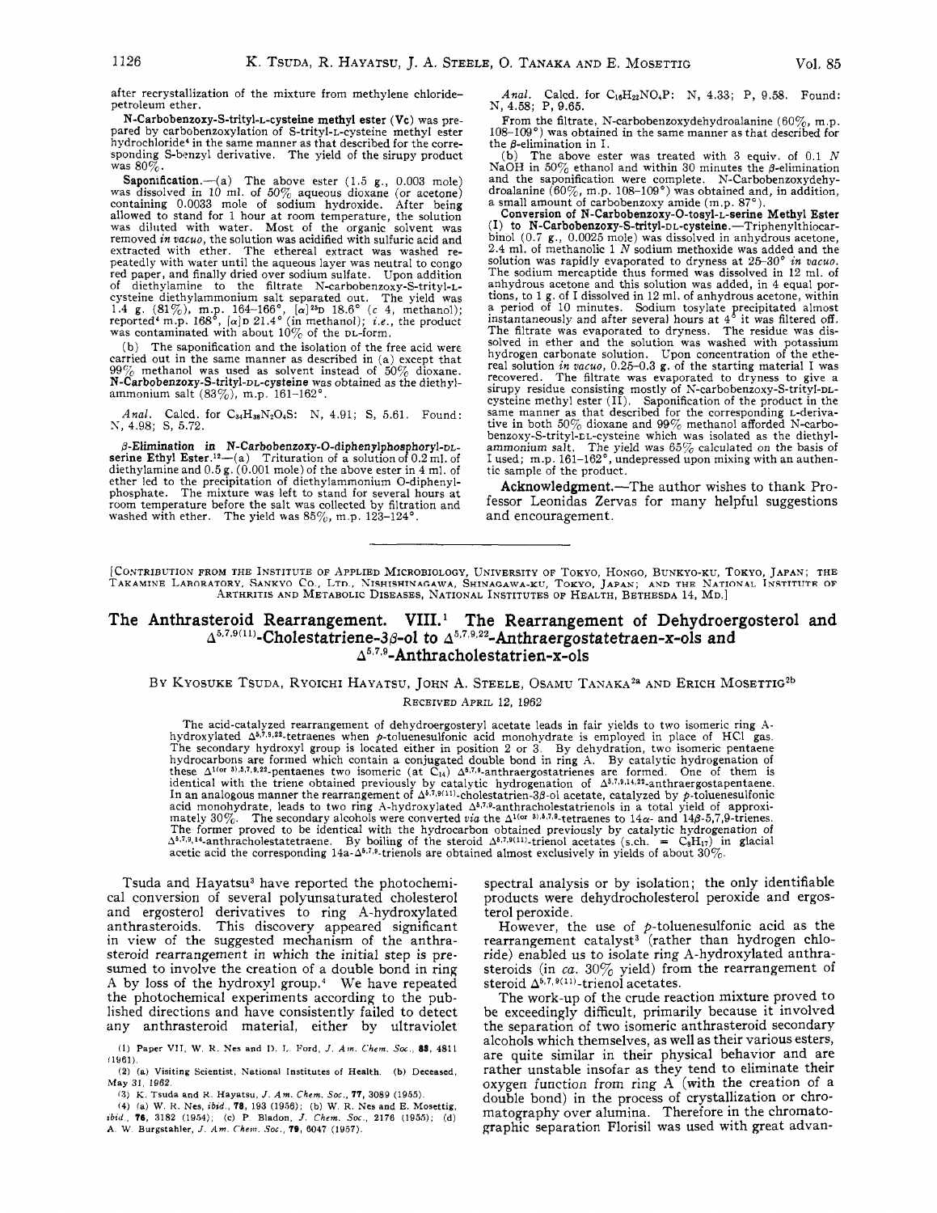after recrystallization of the mixture from methylene chloride-petroleum ether.

**N-Carbobenzoxy-S-trityl-L-cysteine methyl ester (Vc)** was prepared by carbobenzoxylation of S-trityl-L-cysteine methyl ester hydrochloride[4] in the same manner as that described for the corresponding S-benzyl derivative. The yield of the sirupy product was 80%.

**Saponification.**—(a) The above ester (1.5 g., 0.003 mole) was dissolved in 10 ml. of 50% aqueous dioxane (or acetone) containing 0.0033 mole of sodium hydroxide. After being allowed to stand for 1 hour at room temperature, the solution was diluted with water. Most of the organic solvent was removed *in vacuo*, the solution was acidified with sulfuric acid and extracted with ether. The ethereal extract was washed repeatedly with water until the aqueous layer was neutral to congo red paper, and finally dried over sodium sulfate. Upon addition of diethylamine to the filtrate N-carbobenzoxy-S-trityl-L-cysteine diethylammonium salt separated out. The yield was 1.4 g. (81%), m.p. 164–166°, $[\alpha]^{25}$D 18.6° (*c* 4, methanol); reported[4] m.p. 168°, $[\alpha]$D 21.4° (in methanol); *i.e.*, the product was contaminated with about 10% of the DL-form.

(b) The saponification and the isolation of the free acid were carried out in the same manner as described in (a) except that 99% methanol was used as solvent instead of 50% dioxane. **N-Carbobenzoxy-S-trityl-DL-cysteine** was obtained as the diethylammonium salt (83%), m.p. 161–162°.

*Anal.* Calcd. for $C_{34}H_{38}N_2O_4S$: N, 4.91; S, 5.61. Found: N, 4.98; S, 5.72.

**β-Elimination in N-Carbobenzoxy-O-diphenylphosphoryl-DL-serine Ethyl Ester.**[12]—(a) Trituration of a solution of 0.2 ml. of diethylamine and 0.5 g. (0.001 mole) of the above ester in 4 ml. of ether led to the precipitation of diethylammonium O-diphenylphosphate. The mixture was left to stand for several hours at room temperature before the salt was collected by filtration and washed with ether. The yield was 85%, m.p. 123–124°.

*Anal.* Calcd. for $C_{16}H_{22}NO_4P$: N, 4.33; P, 9.58. Found: N, 4.58; P, 9.65.

From the filtrate, N-carbobenzoxydehydroalanine (60%, m.p. 108–109°) was obtained in the same manner as that described for the β-elimination in I.

(b) The above ester was treated with 3 equiv. of 0.1 *N* NaOH in 50% ethanol and within 30 minutes the β-elimination and the saponification were complete. N-Carbobenzoxydehydroalanine (60%, m.p. 108–109°) was obtained and, in addition, a small amount of carbobenzoxy amide (m.p. 87°).

**Conversion of N-Carbobenzoxy-O-tosyl-L-serine Methyl Ester (I) to N-Carbobenzoxy-S-trityl-DL-cysteine.**—Triphenylthiocarbinol (0.7 g., 0.0025 mole) was dissolved in anhydrous acetone, 2.4 ml. of methanolic 1 *N* sodium methoxide was added and the solution was rapidly evaporated to dryness at 25–30° *in vacuo*. The sodium mercaptide thus formed was dissolved in 12 ml. of anhydrous acetone and this solution was added, in 4 equal portions, to 1 g. of I dissolved in 12 ml. of anhydrous acetone, within a period of 10 minutes. Sodium tosylate precipitated almost instantaneously and after several hours at 4° it was filtered off. The filtrate was evaporated to dryness. The residue was dissolved in ether and the solution was washed with potassium hydrogen carbonate solution. Upon concentration of the ethereal solution *in vacuo*, 0.25–0.3 g. of the starting material I was recovered. The filtrate was evaporated to dryness to give a sirupy residue consisting mostly of N-carbobenzoxy-S-trityl-DL-cysteine methyl ester (II). Saponification of the product in the same manner as that described for the corresponding L-derivative in both 50% dioxane and 99% methanol afforded N-carbobenzoxy-S-trityl-DL-cysteine which was isolated as the diethylammonium salt. The yield was 65% calculated on the basis of I used; m.p. 161–162°, undepressed upon mixing with an authentic sample of the product.

**Acknowledgment.**—The author wishes to thank Professor Leonidas Zervas for many helpful suggestions and encouragement.

---

[Contribution from the Institute of Applied Microbiology, University of Tokyo, Hongo, Bunkyo-ku, Tokyo, Japan; the Takamine Laboratory, Sankyo Co., Ltd., Nishishinagawa, Shinagawa-ku, Tokyo, Japan; and the National Institute of Arthritis and Metabolic Diseases, National Institutes of Health, Bethesda 14, Md.]

# The Anthrasteroid Rearrangement. VIII.[1] The Rearrangement of Dehydroergosterol and $\Delta^{5,7,9(11)}$-Cholestatriene-3β-ol to $\Delta^{5,7,9,22}$-Anthraergostatetraen-x-ols and $\Delta^{5,7,9}$-Anthracholestatrien-x-ols

By Kyosuke Tsuda, Ryoichi Hayatsu, John A. Steele, Osamu Tanaka[2a] and Erich Mosettig[2b]

Received April 12, 1962

The acid-catalyzed rearrangement of dehydroergosteryl acetate leads in fair yields to two isomeric ring A-hydroxylated $\Delta^{5,7,9,22}$-tetraenes when *p*-toluenesulfonic acid monohydrate is employed in place of HCl gas. The secondary hydroxyl group is located either in position 2 or 3. By dehydration, two isomeric pentaene hydrocarbons are formed which contain a conjugated double bond in ring A. By catalytic hydrogenation of these $\Delta^{1(\text{or } 3),5,7,9,22}$-pentaenes two isomeric (at $C_{14}$) $\Delta^{5,7,9}$-anthraergostatrienes are formed. One of them is identical with the triene obtained previously by catalytic hydrogenation of $\Delta^{5,7,9,14,22}$-anthraergostapentaene. In an analogous manner the rearrangement of $\Delta^{5,7,9(11)}$-cholestatrien-3β-ol acetate, catalyzed by *p*-toluenesulfonic acid monohydrate, leads to two ring A-hydroxylated $\Delta^{5,7,9}$-anthracholestatrienols in a total yield of approximately 30%. The secondary alcohols were converted *via* the $\Delta^{1(\text{or } 3),5,7,9}$-tetraenes to 14α- and 14β-5,7,9-trienes. The former proved to be identical with the hydrocarbon obtained previously by catalytic hydrogenation of $\Delta^{5,7,9,14}$-anthracholestatetraene. By boiling of the steroid $\Delta^{5,7,9(11)}$-trienol acetates (s.ch. = $C_8H_{17}$) in glacial acetic acid the corresponding 14α-$\Delta^{5,7,9}$-trienols are obtained almost exclusively in yields of about 30%.

Tsuda and Hayatsu[3] have reported the photochemical conversion of several polyunsaturated cholesterol and ergosterol derivatives to ring A-hydroxylated anthrasteroids. This discovery appeared significant in view of the suggested mechanism of the anthrasteroid rearrangement in which the initial step is presumed to involve the creation of a double bond in ring A by loss of the hydroxyl group.[4] We have repeated the photochemical experiments according to the published directions and have consistently failed to detect any anthrasteroid material, either by ultraviolet spectral analysis or by isolation; the only identifiable products were dehydrocholesterol peroxide and ergosterol peroxide.

However, the use of *p*-toluenesulfonic acid as the rearrangement catalyst[3] (rather than hydrogen chloride) enabled us to isolate ring A-hydroxylated anthrasteroids (in *ca.* 30% yield) from the rearrangement of steroid $\Delta^{5,7,9(11)}$-trienol acetates.

The work-up of the crude reaction mixture proved to be exceedingly difficult, primarily because it involved the separation of two isomeric anthrasteroid secondary alcohols which themselves, as well as their various esters, are quite similar in their physical behavior and are rather unstable insofar as they tend to eliminate their oxygen function from ring A (with the creation of a double bond) in the process of crystallization or chromatography over alumina. Therefore in the chromatographic separation Florisil was used with great advan-

(1) Paper VII, W. R. Nes and D. L. Ford, *J. Am. Chem. Soc.*, **83**, 4811 (1961).

(2) (a) Visiting Scientist, National Institutes of Health. (b) Deceased, May 31, 1962.

(3) K. Tsuda and R. Hayatsu, *J. Am. Chem. Soc.*, **77**, 3089 (1955).

(4) (a) W. R. Nes, *ibid.*, **78**, 193 (1956); (b) W. R. Nes and E. Mosettig, *ibid.*, **76**, 3182 (1954); (c) P. Bladon, *J. Chem. Soc.*, 2176 (1955); (d) A. W. Burgstahler, *J. Am. Chem. Soc.*, **79**, 6047 (1957).